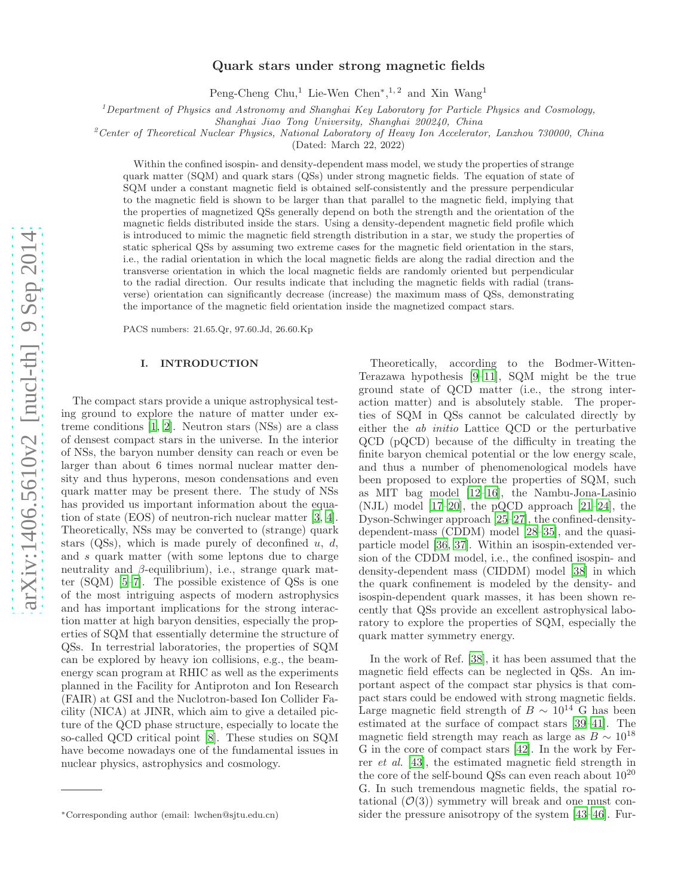# Quark stars under strong magnetic fields

Peng-Cheng Chu,[1] Lie-Wen Chen*,[1,2] and Xin Wang[1]

[1]Department of Physics and Astronomy and Shanghai Key Laboratory for Particle Physics and Cosmology, Shanghai Jiao Tong University, Shanghai 200240, China

[2]Center of Theoretical Nuclear Physics, National Laboratory of Heavy Ion Accelerator, Lanzhou 730000, China

(Dated: March 22, 2022)

Within the confined isospin- and density-dependent mass model, we study the properties of strange quark matter (SQM) and quark stars (QSs) under strong magnetic fields. The equation of state of SQM under a constant magnetic field is obtained self-consistently and the pressure perpendicular to the magnetic field is shown to be larger than that parallel to the magnetic field, implying that the properties of magnetized QSs generally depend on both the strength and the orientation of the magnetic fields distributed inside the stars. Using a density-dependent magnetic field profile which is introduced to mimic the magnetic field strength distribution in a star, we study the properties of static spherical QSs by assuming two extreme cases for the magnetic field orientation in the stars, i.e., the radial orientation in which the local magnetic fields are along the radial direction and the transverse orientation in which the local magnetic fields are randomly oriented but perpendicular to the radial direction. Our results indicate that including the magnetic fields with radial (transverse) orientation can significantly decrease (increase) the maximum mass of QSs, demonstrating the importance of the magnetic field orientation inside the magnetized compact stars.

PACS numbers: 21.65.Qr, 97.60.Jd, 26.60.Kp

## I. INTRODUCTION

The compact stars provide a unique astrophysical testing ground to explore the nature of matter under extreme conditions [1, 2]. Neutron stars (NSs) are a class of densest compact stars in the universe. In the interior of NSs, the baryon number density can reach or even be larger than about 6 times normal nuclear matter density and thus hyperons, meson condensations and even quark matter may be present there. The study of NSs has provided us important information about the equation of state (EOS) of neutron-rich nuclear matter [3, 4]. Theoretically, NSs may be converted to (strange) quark stars (QSs), which is made purely of deconfined $u$, $d$, and $s$ quark matter (with some leptons due to charge neutrality and $\beta$-equilibrium), i.e., strange quark matter (SQM) [5–7]. The possible existence of QSs is one of the most intriguing aspects of modern astrophysics and has important implications for the strong interaction matter at high baryon densities, especially the properties of SQM that essentially determine the structure of QSs. In terrestrial laboratories, the properties of SQM can be explored by heavy ion collisions, e.g., the beam-energy scan program at RHIC as well as the experiments planned in the Facility for Antiproton and Ion Research (FAIR) at GSI and the Nuclotron-based Ion Collider Facility (NICA) at JINR, which aim to give a detailed picture of the QCD phase structure, especially to locate the so-called QCD critical point [8]. These studies on SQM have become nowadays one of the fundamental issues in nuclear physics, astrophysics and cosmology.

Theoretically, according to the Bodmer-Witten-Terazawa hypothesis [9–11], SQM might be the true ground state of QCD matter (i.e., the strong interaction matter) and is absolutely stable. The properties of SQM in QSs cannot be calculated directly by either the *ab initio* Lattice QCD or the perturbative QCD (pQCD) because of the difficulty in treating the finite baryon chemical potential or the low energy scale, and thus a number of phenomenological models have been proposed to explore the properties of SQM, such as MIT bag model [12–16], the Nambu-Jona-Lasinio (NJL) model [17–20], the pQCD approach [21–24], the Dyson-Schwinger approach [25–27], the confined-density-dependent-mass (CDDM) model [28–35], and the quasiparticle model [36, 37]. Within an isospin-extended version of the CDDM model, i.e., the confined isospin- and density-dependent mass (CIDDM) model [38] in which the quark confinement is modeled by the density- and isospin-dependent quark masses, it has been shown recently that QSs provide an excellent astrophysical laboratory to explore the properties of SQM, especially the quark matter symmetry energy.

In the work of Ref. [38], it has been assumed that the magnetic field effects can be neglected in QSs. An important aspect of the compact star physics is that compact stars could be endowed with strong magnetic fields. Large magnetic field strength of $B \sim 10^{14}$ G has been estimated at the surface of compact stars [39–41]. The magnetic field strength may reach as large as $B \sim 10^{18}$ G in the core of compact stars [42]. In the work by Ferrer *et al.* [43], the estimated magnetic field strength in the core of the self-bound QSs can even reach about $10^{20}$ G. In such tremendous magnetic fields, the spatial rotational ($\mathcal{O}(3)$) symmetry will break and one must consider the pressure anisotropy of the system [43–46]. Fur-

*Corresponding author (email: lwchen@sjtu.edu.cn)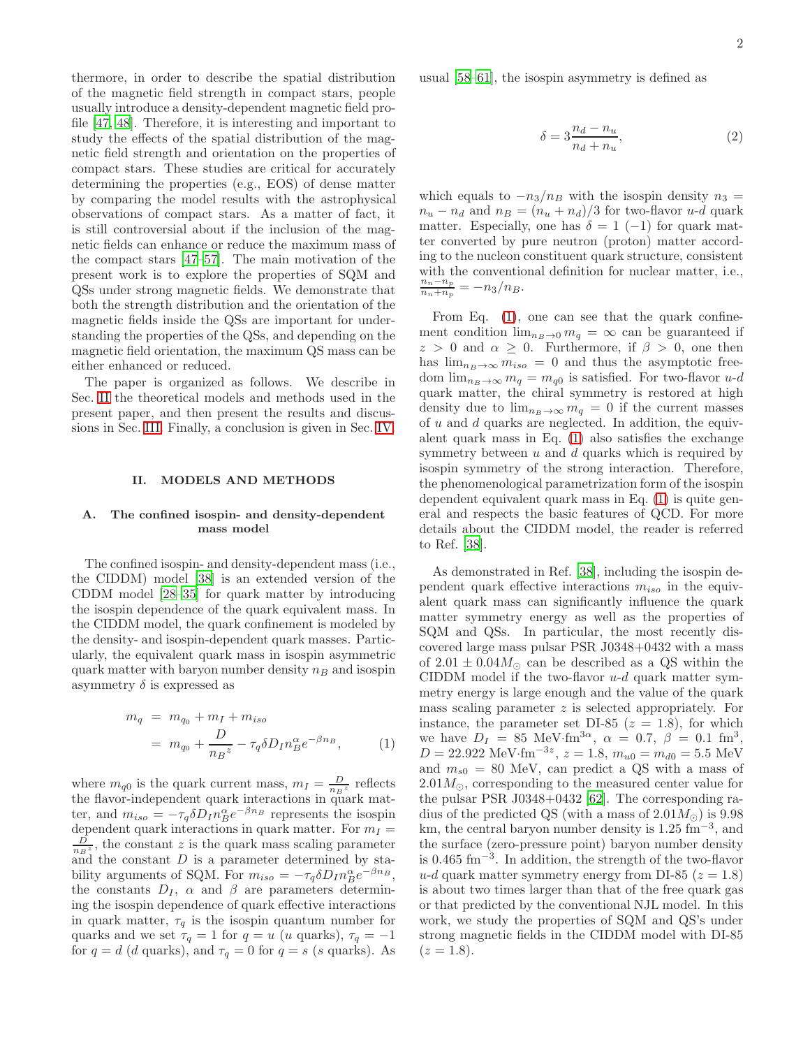thermore, in order to describe the spatial distribution of the magnetic field strength in compact stars, people usually introduce a density-dependent magnetic field profile [47, 48]. Therefore, it is interesting and important to study the effects of the spatial distribution of the magnetic field strength and orientation on the properties of compact stars. These studies are critical for accurately determining the properties (e.g., EOS) of dense matter by comparing the model results with the astrophysical observations of compact stars. As a matter of fact, it is still controversial about if the inclusion of the magnetic fields can enhance or reduce the maximum mass of the compact stars [47–57]. The main motivation of the present work is to explore the properties of SQM and QSs under strong magnetic fields. We demonstrate that both the strength distribution and the orientation of the magnetic fields inside the QSs are important for understanding the properties of the QSs, and depending on the magnetic field orientation, the maximum QS mass can be either enhanced or reduced.

The paper is organized as follows. We describe in Sec. II the theoretical models and methods used in the present paper, and then present the results and discussions in Sec. III. Finally, a conclusion is given in Sec. IV.

## II. MODELS AND METHODS

### A. The confined isospin- and density-dependent mass model

The confined isospin- and density-dependent mass (i.e., the CIDDM) model [38] is an extended version of the CDDM model [28–35] for quark matter by introducing the isospin dependence of the quark equivalent mass. In the CIDDM model, the quark confinement is modeled by the density- and isospin-dependent quark masses. Particularly, the equivalent quark mass in isospin asymmetric quark matter with baryon number density $n_B$ and isospin asymmetry $\delta$ is expressed as

$$\begin{aligned} m_q &= m_{q_0} + m_I + m_{iso} \\ &= m_{q_0} + \frac{D}{{n_B}^z} - \tau_q \delta D_I n_B^{\alpha} e^{-\beta n_B}, \end{aligned} \tag{1}$$

where $m_{q0}$ is the quark current mass, $m_I = \frac{D}{{n_B}^z}$ reflects the flavor-independent quark interactions in quark matter, and $m_{iso} = -\tau_q \delta D_I n_B^{\alpha} e^{-\beta n_B}$ represents the isospin dependent quark interactions in quark matter. For $m_I = \frac{D}{{n_B}^z}$, the constant $z$ is the quark mass scaling parameter and the constant $D$ is a parameter determined by stability arguments of SQM. For $m_{iso} = -\tau_q \delta D_I n_B^{\alpha} e^{-\beta n_B}$, the constants $D_I$, $\alpha$ and $\beta$ are parameters determining the isospin dependence of quark effective interactions in quark matter, $\tau_q$ is the isospin quantum number for quarks and we set $\tau_q = 1$ for $q = u$ ($u$ quarks), $\tau_q = -1$ for $q = d$ ($d$ quarks), and $\tau_q = 0$ for $q = s$ ($s$ quarks). As usual [58–61], the isospin asymmetry is defined as

$$\delta = 3\frac{n_d - n_u}{n_d + n_u}, \tag{2}$$

which equals to $-n_3/n_B$ with the isospin density $n_3 = n_u - n_d$ and $n_B = (n_u + n_d)/3$ for two-flavor $u$-$d$ quark matter. Especially, one has $\delta = 1$ ($-1$) for quark matter converted by pure neutron (proton) matter according to the nucleon constituent quark structure, consistent with the conventional definition for nuclear matter, i.e., $\frac{n_n - n_p}{n_n + n_p} = -n_3/n_B$.

From Eq. (1), one can see that the quark confinement condition $\lim_{n_B \to 0} m_q = \infty$ can be guaranteed if $z > 0$ and $\alpha \geq 0$. Furthermore, if $\beta > 0$, one then has $\lim_{n_B \to \infty} m_{iso} = 0$ and thus the asymptotic freedom $\lim_{n_B \to \infty} m_q = m_{q0}$ is satisfied. For two-flavor $u$-$d$ quark matter, the chiral symmetry is restored at high density due to $\lim_{n_B \to \infty} m_q = 0$ if the current masses of $u$ and $d$ quarks are neglected. In addition, the equivalent quark mass in Eq. (1) also satisfies the exchange symmetry between $u$ and $d$ quarks which is required by isospin symmetry of the strong interaction. Therefore, the phenomenological parametrization form of the isospin dependent equivalent quark mass in Eq. (1) is quite general and respects the basic features of QCD. For more details about the CIDDM model, the reader is referred to Ref. [38].

As demonstrated in Ref. [38], including the isospin dependent quark effective interactions $m_{iso}$ in the equivalent quark mass can significantly influence the quark matter symmetry energy as well as the properties of SQM and QSs. In particular, the most recently discovered large mass pulsar PSR J0348+0432 with a mass of $2.01 \pm 0.04 M_\odot$ can be described as a QS within the CIDDM model if the two-flavor $u$-$d$ quark matter symmetry energy is large enough and the value of the quark mass scaling parameter $z$ is selected appropriately. For instance, the parameter set DI-85 ($z = 1.8$), for which we have $D_I = 85$ MeV·fm$^{3\alpha}$, $\alpha = 0.7$, $\beta = 0.1$ fm$^3$, $D = 22.922$ MeV·fm$^{-3z}$, $z = 1.8$, $m_{u0} = m_{d0} = 5.5$ MeV and $m_{s0} = 80$ MeV, can predict a QS with a mass of $2.01 M_\odot$, corresponding to the measured center value for the pulsar PSR J0348+0432 [62]. The corresponding radius of the predicted QS (with a mass of $2.01 M_\odot$) is 9.98 km, the central baryon number density is 1.25 fm$^{-3}$, and the surface (zero-pressure point) baryon number density is 0.465 fm$^{-3}$. In addition, the strength of the two-flavor $u$-$d$ quark matter symmetry energy from DI-85 ($z = 1.8$) is about two times larger than that of the free quark gas or that predicted by the conventional NJL model. In this work, we study the properties of SQM and QS's under strong magnetic fields in the CIDDM model with DI-85 ($z = 1.8$).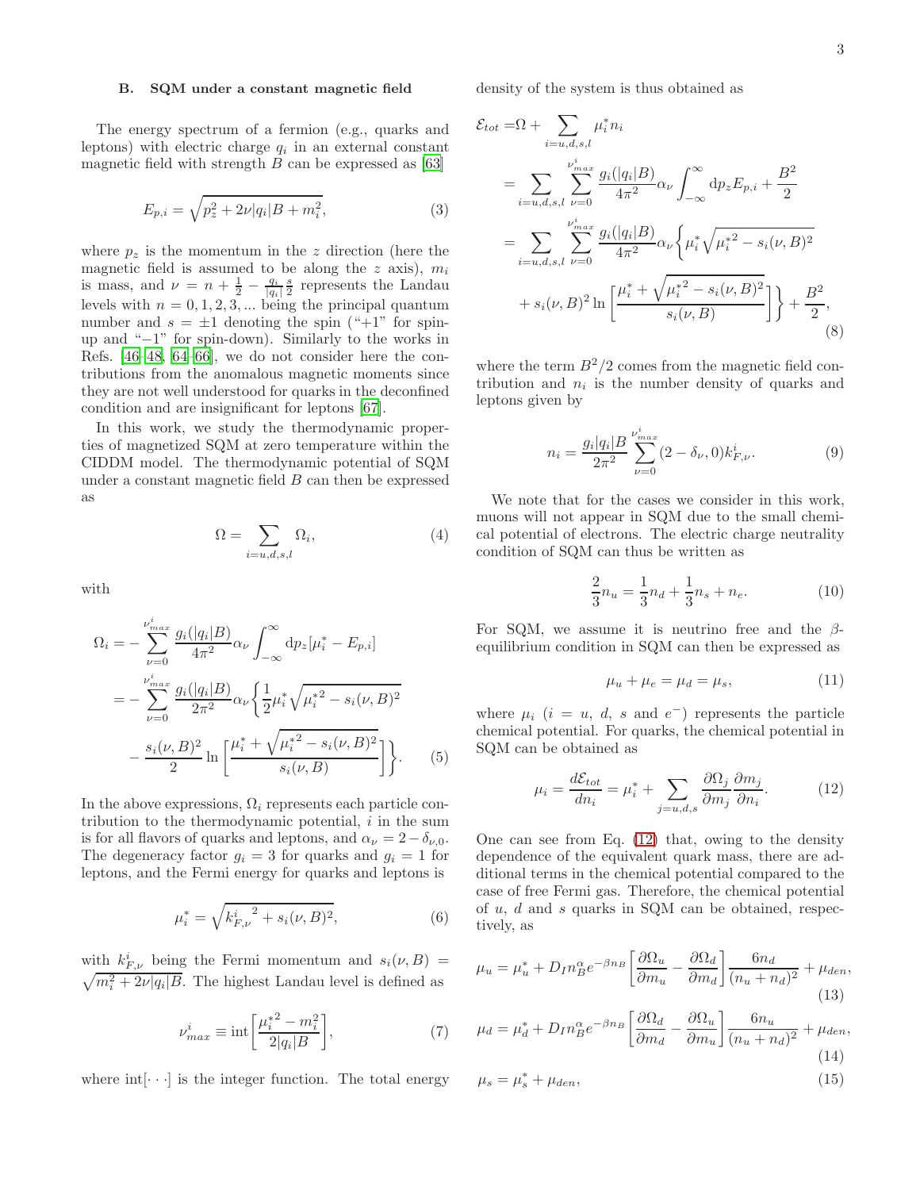### B. SQM under a constant magnetic field

The energy spectrum of a fermion (e.g., quarks and leptons) with electric charge $q_i$ in an external constant magnetic field with strength $B$ can be expressed as [63]

$$E_{p,i} = \sqrt{p_z^2 + 2\nu|q_i|B + m_i^2}, \tag{3}$$

where $p_z$ is the momentum in the $z$ direction (here the magnetic field is assumed to be along the $z$ axis), $m_i$ is mass, and $\nu = n + \frac{1}{2} - \frac{q_i}{|q_i|}\frac{s}{2}$ represents the Landau levels with $n = 0, 1, 2, 3, ...$ being the principal quantum number and $s = \pm 1$ denoting the spin ("+1" for spin-up and "−1" for spin-down). Similarly to the works in Refs. [46–48, 64–66], we do not consider here the contributions from the anomalous magnetic moments since they are not well understood for quarks in the deconfined condition and are insignificant for leptons [67].

In this work, we study the thermodynamic properties of magnetized SQM at zero temperature within the CIDDM model. The thermodynamic potential of SQM under a constant magnetic field $B$ can then be expressed as

$$\Omega = \sum_{i=u,d,s,l} \Omega_i, \tag{4}$$

with

$$\begin{aligned}
\Omega_i =& -\sum_{\nu=0}^{\nu_{max}^i} \frac{g_i(|q_i|B)}{4\pi^2}\alpha_\nu \int_{-\infty}^{\infty} \mathrm{d}p_z [\mu_i^* - E_{p,i}] \\
=& -\sum_{\nu=0}^{\nu_{max}^i} \frac{g_i(|q_i|B)}{2\pi^2}\alpha_\nu \Bigg\{ \frac{1}{2}\mu_i^* \sqrt{{\mu_i^*}^2 - s_i(\nu,B)^2} \\
&- \frac{s_i(\nu,B)^2}{2} \ln\left[\frac{\mu_i^* + \sqrt{{\mu_i^*}^2 - s_i(\nu,B)^2}}{s_i(\nu,B)}\right]\Bigg\}.
\end{aligned} \tag{5}$$

In the above expressions, $\Omega_i$ represents each particle contribution to the thermodynamic potential, $i$ in the sum is for all flavors of quarks and leptons, and $\alpha_\nu = 2 - \delta_{\nu,0}$. The degeneracy factor $g_i = 3$ for quarks and $g_i = 1$ for leptons, and the Fermi energy for quarks and leptons is

$$\mu_i^* = \sqrt{{k_{F,\nu}^i}^2 + s_i(\nu,B)^2}, \tag{6}$$

with $k_{F,\nu}^i$ being the Fermi momentum and $s_i(\nu,B) = \sqrt{m_i^2 + 2\nu|q_i|B}$. The highest Landau level is defined as

$$\nu_{max}^i \equiv \mathrm{int}\left[\frac{{\mu_i^*}^2 - m_i^2}{2|q_i|B}\right], \tag{7}$$

where int$[\cdots]$ is the integer function. The total energy density of the system is thus obtained as

$$\begin{aligned}
\mathcal{E}_{tot} =& \Omega + \sum_{i=u,d,s,l} \mu_i^* n_i \\
=& \sum_{i=u,d,s,l} \sum_{\nu=0}^{\nu_{max}^i} \frac{g_i(|q_i|B)}{4\pi^2}\alpha_\nu \int_{-\infty}^{\infty} \mathrm{d}p_z E_{p,i} + \frac{B^2}{2} \\
=& \sum_{i=u,d,s,l} \sum_{\nu=0}^{\nu_{max}^i} \frac{g_i(|q_i|B)}{4\pi^2}\alpha_\nu \Bigg\{ \mu_i^* \sqrt{{\mu_i^*}^2 - s_i(\nu,B)^2} \\
&+ s_i(\nu,B)^2 \ln\left[\frac{\mu_i^* + \sqrt{{\mu_i^*}^2 - s_i(\nu,B)^2}}{s_i(\nu,B)}\right]\Bigg\} + \frac{B^2}{2},
\end{aligned} \tag{8}$$

where the term $B^2/2$ comes from the magnetic field contribution and $n_i$ is the number density of quarks and leptons given by

$$n_i = \frac{g_i|q_i|B}{2\pi^2} \sum_{\nu=0}^{\nu_{max}^i} (2 - \delta_{\nu}, 0) k_{F,\nu}^i. \tag{9}$$

We note that for the cases we consider in this work, muons will not appear in SQM due to the small chemical potential of electrons. The electric charge neutrality condition of SQM can thus be written as

$$\frac{2}{3}n_u = \frac{1}{3}n_d + \frac{1}{3}n_s + n_e. \tag{10}$$

For SQM, we assume it is neutrino free and the $\beta$-equilibrium condition in SQM can then be expressed as

$$\mu_u + \mu_e = \mu_d = \mu_s, \tag{11}$$

where $\mu_i$ ($i$ = $u$, $d$, $s$ and $e^-$) represents the particle chemical potential. For quarks, the chemical potential in SQM can be obtained as

$$\mu_i = \frac{d\mathcal{E}_{tot}}{dn_i} = \mu_i^* + \sum_{j=u,d,s} \frac{\partial \Omega_j}{\partial m_j}\frac{\partial m_j}{\partial n_i}. \tag{12}$$

One can see from Eq. (12) that, owing to the density dependence of the equivalent quark mass, there are additional terms in the chemical potential compared to the case of free Fermi gas. Therefore, the chemical potential of $u$, $d$ and $s$ quarks in SQM can be obtained, respectively, as

$$\mu_u = \mu_u^* + D_I n_B^\alpha e^{-\beta n_B}\left[\frac{\partial \Omega_u}{\partial m_u} - \frac{\partial \Omega_d}{\partial m_d}\right]\frac{6n_d}{(n_u + n_d)^2} + \mu_{den}, \tag{13}$$

$$\mu_d = \mu_d^* + D_I n_B^\alpha e^{-\beta n_B}\left[\frac{\partial \Omega_d}{\partial m_d} - \frac{\partial \Omega_u}{\partial m_u}\right]\frac{6n_u}{(n_u + n_d)^2} + \mu_{den}, \tag{14}$$

$$\mu_s = \mu_s^* + \mu_{den}, \tag{15}$$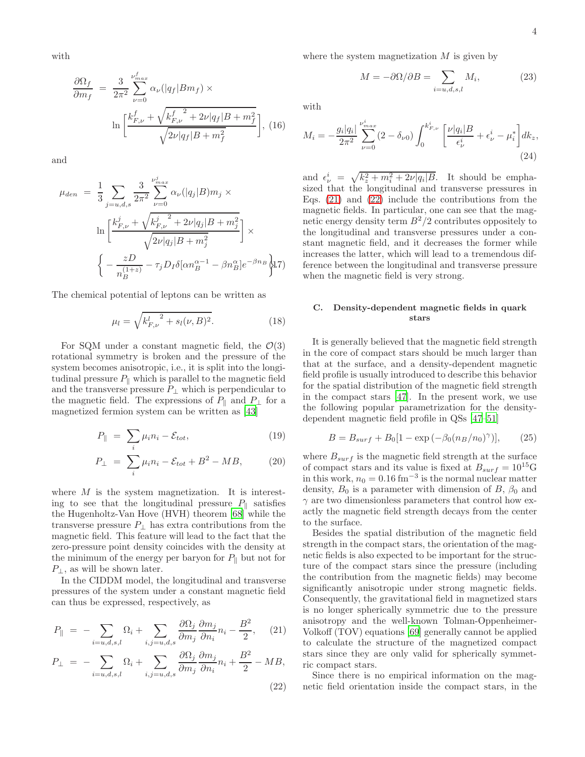with

$$
\frac{\partial \Omega_f}{\partial m_f} = \frac{3}{2\pi^2} \sum_{\nu=0}^{\nu_{max}^f} \alpha_\nu(|q_f|Bm_f) \times \ln\left[\frac{k_{F,\nu}^f + \sqrt{{k_{F,\nu}^f}^2 + 2\nu|q_f|B + m_f^2}}{\sqrt{2\nu|q_f|B + m_f^2}}\right], \quad (16)
$$

and

$$
\mu_{den} = \frac{1}{3} \sum_{j=u,d,s} \frac{3}{2\pi^2} \sum_{\nu=0}^{\nu_{max}^j} \alpha_\nu(|q_j|B) m_j \times \ln\left[\frac{k_{F,\nu}^j + \sqrt{{k_{F,\nu}^j}^2 + 2\nu|q_j|B + m_j^2}}{\sqrt{2\nu|q_j|B + m_j^2}}\right] \times \left\{ -\frac{zD}{n_B^{(1+z)}} - \tau_j D_I \delta [\alpha n_B^{\alpha-1} - \beta n_B^{\alpha}] e^{-\beta n_B} \right\} \quad (17)
$$

The chemical potential of leptons can be written as

$$
\mu_l = \sqrt{{k_{F,\nu}^l}^2 + s_l(\nu, B)^2}. \quad (18)
$$

For SQM under a constant magnetic field, the $\mathcal{O}(3)$ rotational symmetry is broken and the pressure of the system becomes anisotropic, i.e., it is split into the longitudinal pressure $P_\parallel$ which is parallel to the magnetic field and the transverse pressure $P_\perp$ which is perpendicular to the magnetic field. The expressions of $P_\parallel$ and $P_\perp$ for a magnetized fermion system can be written as [43]

$$
P_\parallel = \sum_i \mu_i n_i - \mathcal{E}_{tot}, \quad (19)
$$

$$
P_\perp = \sum_i \mu_i n_i - \mathcal{E}_{tot} + B^2 - MB, \quad (20)
$$

where $M$ is the system magnetization. It is interesting to see that the longitudinal pressure $P_\parallel$ satisfies the Hugenholtz-Van Hove (HVH) theorem [68] while the transverse pressure $P_\perp$ has extra contributions from the magnetic field. This feature will lead to the fact that the zero-pressure point density coincides with the density at the minimum of the energy per baryon for $P_\parallel$ but not for $P_\perp$, as will be shown later.

In the CIDDM model, the longitudinal and transverse pressures of the system under a constant magnetic field can thus be expressed, respectively, as

$$
P_\parallel = -\sum_{i=u,d,s,l} \Omega_i + \sum_{i,j=u,d,s} \frac{\partial \Omega_j}{\partial m_j} \frac{\partial m_j}{\partial n_i} n_i - \frac{B^2}{2}, \quad (21)
$$

$$
P_\perp = -\sum_{i=u,d,s,l} \Omega_i + \sum_{i,j=u,d,s} \frac{\partial \Omega_j}{\partial m_j} \frac{\partial m_j}{\partial n_i} n_i + \frac{B^2}{2} - MB, \quad (22)
$$

where the system magnetization $M$ is given by

$$
M = -\partial \Omega / \partial B = \sum_{i=u,d,s,l} M_i, \quad (23)
$$

with

$$
M_i = -\frac{g_i|q_i|}{2\pi^2} \sum_{\nu=0}^{\nu_{max}^i} (2 - \delta_{\nu 0}) \int_0^{k_{F,\nu}^i} \left[\frac{\nu|q_i|B}{\epsilon_\nu^i} + \epsilon_\nu^i - \mu_i^*\right] dk_z, \quad (24)
$$

and $\epsilon_\nu^i = \sqrt{k_z^2 + m_i^2 + 2\nu|q_i|B}$. It should be emphasized that the longitudinal and transverse pressures in Eqs. (21) and (22) include the contributions from the magnetic fields. In particular, one can see that the magnetic energy density term $B^2/2$ contributes oppositely to the longitudinal and transverse pressures under a constant magnetic field, and it decreases the former while increases the latter, which will lead to a tremendous difference between the longitudinal and transverse pressure when the magnetic field is very strong.

### C. Density-dependent magnetic fields in quark stars

It is generally believed that the magnetic field strength in the core of compact stars should be much larger than that at the surface, and a density-dependent magnetic field profile is usually introduced to describe this behavior for the spatial distribution of the magnetic field strength in the compact stars [47]. In the present work, we use the following popular parametrization for the density-dependent magnetic field profile in QSs [47–51]

$$
B = B_{surf} + B_0[1 - \exp(-\beta_0 (n_B/n_0)^\gamma)], \quad (25)
$$

where $B_{surf}$ is the magnetic field strength at the surface of compact stars and its value is fixed at $B_{surf} = 10^{15}$G in this work, $n_0 = 0.16\ \mathrm{fm}^{-3}$ is the normal nuclear matter density, $B_0$ is a parameter with dimension of $B$, $\beta_0$ and $\gamma$ are two dimensionless parameters that control how exactly the magnetic field strength decays from the center to the surface.

Besides the spatial distribution of the magnetic field strength in the compact stars, the orientation of the magnetic fields is also expected to be important for the structure of the compact stars since the pressure (including the contribution from the magnetic fields) may become significantly anisotropic under strong magnetic fields. Consequently, the gravitational field in magnetized stars is no longer spherically symmetric due to the pressure anisotropy and the well-known Tolman-Oppenheimer-Volkoff (TOV) equations [69] generally cannot be applied to calculate the structure of the magnetized compact stars since they are only valid for spherically symmetric compact stars.

Since there is no empirical information on the magnetic field orientation inside the compact stars, in the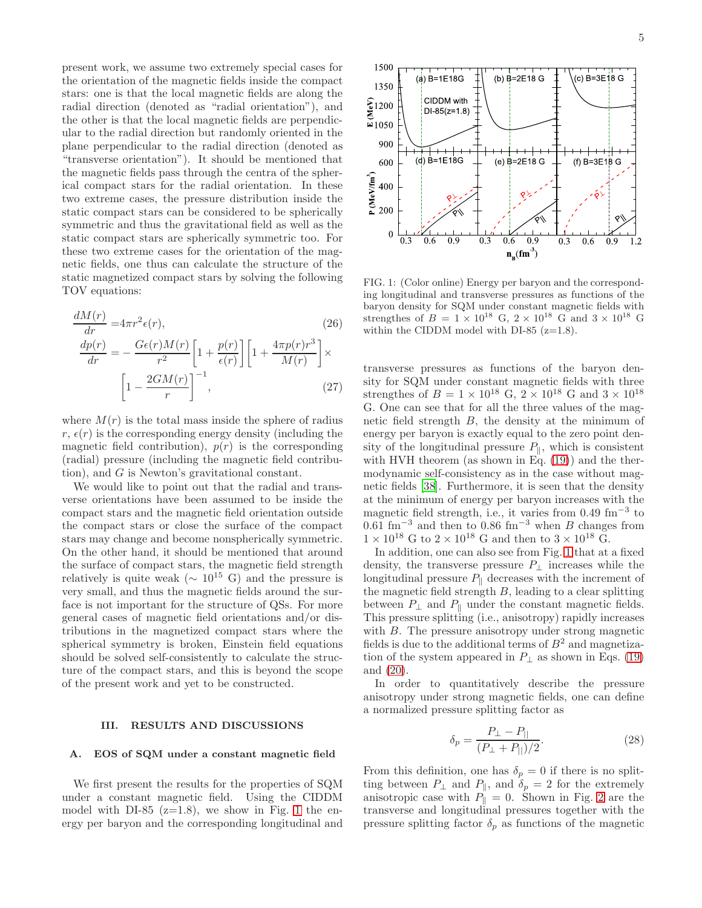present work, we assume two extremely special cases for the orientation of the magnetic fields inside the compact stars: one is that the local magnetic fields are along the radial direction (denoted as "radial orientation"), and the other is that the local magnetic fields are perpendicular to the radial direction but randomly oriented in the plane perpendicular to the radial direction (denoted as "transverse orientation"). It should be mentioned that the magnetic fields pass through the centra of the spherical compact stars for the radial orientation. In these two extreme cases, the pressure distribution inside the static compact stars can be considered to be spherically symmetric and thus the gravitational field as well as the static compact stars are spherically symmetric too. For these two extreme cases for the orientation of the magnetic fields, one thus can calculate the structure of the static magnetized compact stars by solving the following TOV equations:

$$\frac{dM(r)}{dr} = 4\pi r^2 \epsilon(r), \tag{26}$$

$$\frac{dp(r)}{dr} = -\frac{G\epsilon(r)M(r)}{r^2}\left[1+\frac{p(r)}{\epsilon(r)}\right]\left[1+\frac{4\pi p(r) r^3}{M(r)}\right]\times \left[1-\frac{2GM(r)}{r}\right]^{-1}, \tag{27}$$

where $M(r)$ is the total mass inside the sphere of radius $r$, $\epsilon(r)$ is the corresponding energy density (including the magnetic field contribution), $p(r)$ is the corresponding (radial) pressure (including the magnetic field contribution), and $G$ is Newton's gravitational constant.

We would like to point out that the radial and transverse orientations have been assumed to be inside the compact stars and the magnetic field orientation outside the compact stars or close the surface of the compact stars may change and become nonspherically symmetric. On the other hand, it should be mentioned that around the surface of compact stars, the magnetic field strength relatively is quite weak ($\sim 10^{15}$ G) and the pressure is very small, and thus the magnetic fields around the surface is not important for the structure of QSs. For more general cases of magnetic field orientations and/or distributions in the magnetized compact stars where the spherical symmetry is broken, Einstein field equations should be solved self-consistently to calculate the structure of the compact stars, and this is beyond the scope of the present work and yet to be constructed.

## III. RESULTS AND DISCUSSIONS

### A. EOS of SQM under a constant magnetic field

We first present the results for the properties of SQM under a constant magnetic field. Using the CIDDM model with DI-85 (z=1.8), we show in Fig. 1 the energy per baryon and the corresponding longitudinal and transverse pressures as functions of the baryon density for SQM under constant magnetic fields with three strengthes of $B = 1\times10^{18}$ G, $2\times10^{18}$ G and $3\times10^{18}$ G. One can see that for all the three values of the magnetic field strength $B$, the density at the minimum of energy per baryon is exactly equal to the zero point density of the longitudinal pressure $P_{\|}$, which is consistent with HVH theorem (as shown in Eq. (19)) and the thermodynamic self-consistency as in the case without magnetic fields [38]. Furthermore, it is seen that the density at the minimum of energy per baryon increases with the magnetic field strength, i.e., it varies from 0.49 fm$^{-3}$ to 0.61 fm$^{-3}$ and then to 0.86 fm$^{-3}$ when $B$ changes from $1\times10^{18}$ G to $2\times10^{18}$ G and then to $3\times10^{18}$ G.

FIG. 1: (Color online) Energy per baryon and the corresponding longitudinal and transverse pressures as functions of the baryon density for SQM under constant magnetic fields with strengthes of $B = 1\times10^{18}$ G, $2\times10^{18}$ G and $3\times10^{18}$ G within the CIDDM model with DI-85 (z=1.8).

In addition, one can also see from Fig. 1 that at a fixed density, the transverse pressure $P_{\perp}$ increases while the longitudinal pressure $P_{\|}$ decreases with the increment of the magnetic field strength $B$, leading to a clear splitting between $P_{\perp}$ and $P_{\|}$ under the constant magnetic fields. This pressure splitting (i.e., anisotropy) rapidly increases with $B$. The pressure anisotropy under strong magnetic fields is due to the additional terms of $B^2$ and magnetization of the system appeared in $P_{\perp}$ as shown in Eqs. (19) and (20).

In order to quantitatively describe the pressure anisotropy under strong magnetic fields, one can define a normalized pressure splitting factor as

$$\delta_p = \frac{P_{\perp} - P_{\|}}{(P_{\perp} + P_{\|})/2}. \tag{28}$$

From this definition, one has $\delta_p = 0$ if there is no splitting between $P_{\perp}$ and $P_{\|}$, and $\delta_p = 2$ for the extremely anisotropic case with $P_{\|} = 0$. Shown in Fig. 2 are the transverse and longitudinal pressures together with the pressure splitting factor $\delta_p$ as functions of the magnetic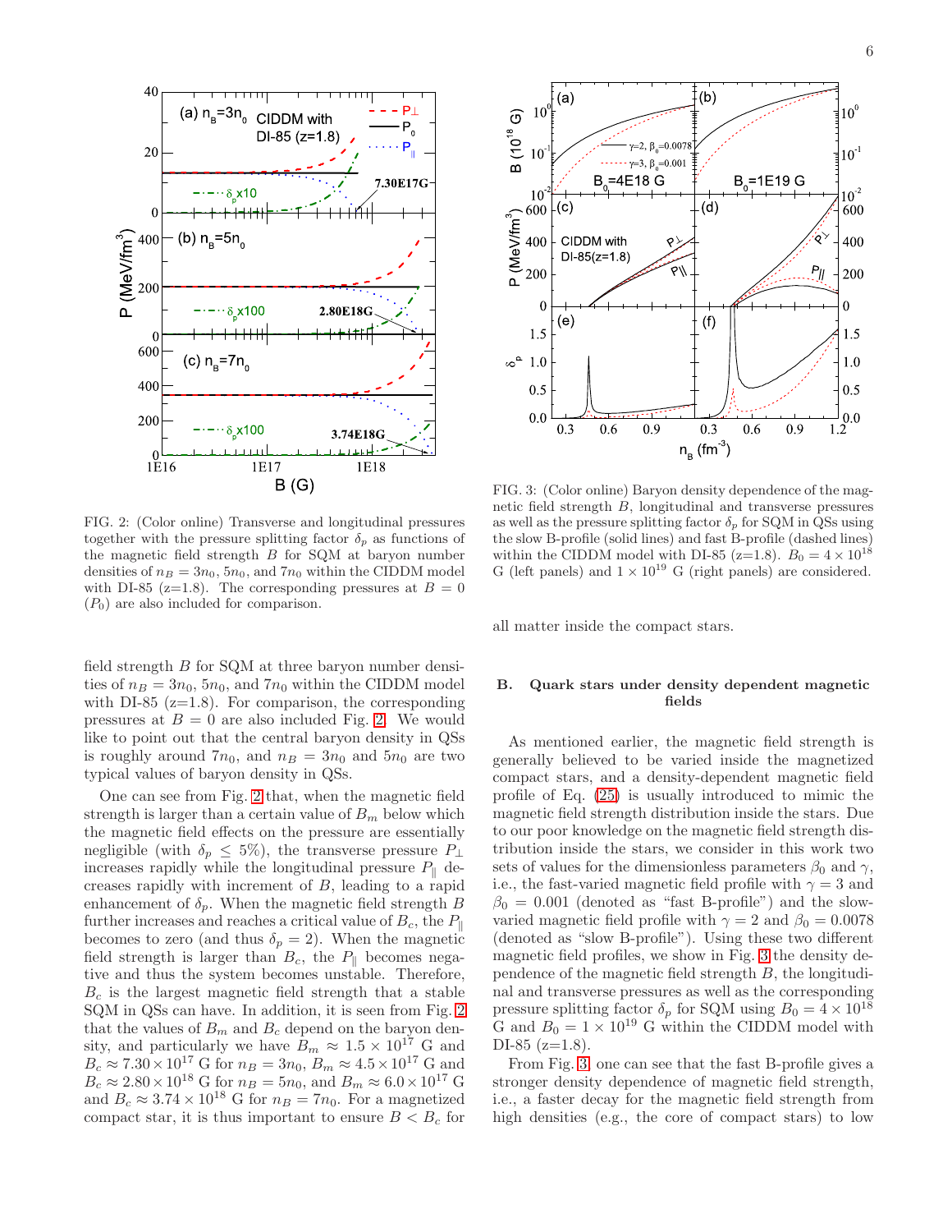FIG. 2: (Color online) Transverse and longitudinal pressures together with the pressure splitting factor $\delta_p$ as functions of the magnetic field strength $B$ for SQM at baryon number densities of $n_B = 3n_0$, $5n_0$, and $7n_0$ within the CIDDM model with DI-85 (z=1.8). The corresponding pressures at $B = 0$ ($P_0$) are also included for comparison.

FIG. 3: (Color online) Baryon density dependence of the magnetic field strength $B$, longitudinal and transverse pressures as well as the pressure splitting factor $\delta_p$ for SQM in QSs using the slow B-profile (solid lines) and fast B-profile (dashed lines) within the CIDDM model with DI-85 (z=1.8). $B_0 = 4 \times 10^{18}$ G (left panels) and $1 \times 10^{19}$ G (right panels) are considered.

field strength $B$ for SQM at three baryon number densities of $n_B = 3n_0$, $5n_0$, and $7n_0$ within the CIDDM model with DI-85 (z=1.8). For comparison, the corresponding pressures at $B = 0$ are also included Fig. 2. We would like to point out that the central baryon density in QSs is roughly around $7n_0$, and $n_B = 3n_0$ and $5n_0$ are two typical values of baryon density in QSs.

One can see from Fig. 2 that, when the magnetic field strength is larger than a certain value of $B_m$ below which the magnetic field effects on the pressure are essentially negligible (with $\delta_p \leq 5\%$), the transverse pressure $P_\perp$ increases rapidly while the longitudinal pressure $P_\parallel$ decreases rapidly with increment of $B$, leading to a rapid enhancement of $\delta_p$. When the magnetic field strength $B$ further increases and reaches a critical value of $B_c$, the $P_\parallel$ becomes to zero (and thus $\delta_p = 2$). When the magnetic field strength is larger than $B_c$, the $P_\parallel$ becomes negative and thus the system becomes unstable. Therefore, $B_c$ is the largest magnetic field strength that a stable SQM in QSs can have. In addition, it is seen from Fig. 2 that the values of $B_m$ and $B_c$ depend on the baryon density, and particularly we have $B_m \approx 1.5 \times 10^{17}$ G and $B_c \approx 7.30 \times 10^{17}$ G for $n_B = 3n_0$, $B_m \approx 4.5 \times 10^{17}$ G and $B_c \approx 2.80 \times 10^{18}$ G for $n_B = 5n_0$, and $B_m \approx 6.0 \times 10^{17}$ G and $B_c \approx 3.74 \times 10^{18}$ G for $n_B = 7n_0$. For a magnetized compact star, it is thus important to ensure $B < B_c$ for all matter inside the compact stars.

## B. Quark stars under density dependent magnetic fields

As mentioned earlier, the magnetic field strength is generally believed to be varied inside the magnetized compact stars, and a density-dependent magnetic field profile of Eq. (25) is usually introduced to mimic the magnetic field strength distribution inside the stars. Due to our poor knowledge on the magnetic field strength distribution inside the stars, we consider in this work two sets of values for the dimensionless parameters $\beta_0$ and $\gamma$, i.e., the fast-varied magnetic field profile with $\gamma = 3$ and $\beta_0 = 0.001$ (denoted as "fast B-profile") and the slow-varied magnetic field profile with $\gamma = 2$ and $\beta_0 = 0.0078$ (denoted as "slow B-profile"). Using these two different magnetic field profiles, we show in Fig. 3 the density dependence of the magnetic field strength $B$, the longitudinal and transverse pressures as well as the corresponding pressure splitting factor $\delta_p$ for SQM using $B_0 = 4 \times 10^{18}$ G and $B_0 = 1 \times 10^{19}$ G within the CIDDM model with DI-85 (z=1.8).

From Fig. 3, one can see that the fast B-profile gives a stronger density dependence of magnetic field strength, i.e., a faster decay for the magnetic field strength from high densities (e.g., the core of compact stars) to low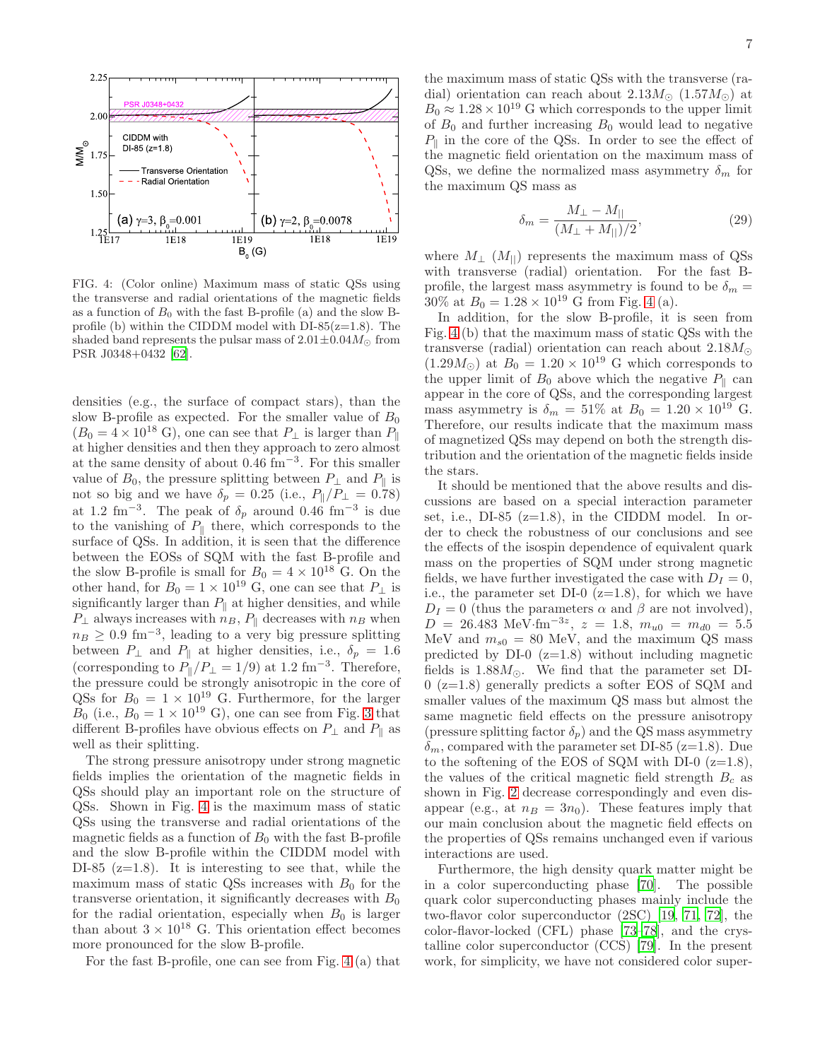FIG. 4: (Color online) Maximum mass of static QSs using the transverse and radial orientations of the magnetic fields as a function of $B_0$ with the fast B-profile (a) and the slow B-profile (b) within the CIDDM model with DI-85(z=1.8). The shaded band represents the pulsar mass of $2.01\pm0.04M_\odot$ from PSR J0348+0432 [62].

densities (e.g., the surface of compact stars), than the slow B-profile as expected. For the smaller value of $B_0$ ($B_0 = 4\times10^{18}$ G), one can see that $P_\perp$ is larger than $P_\parallel$ at higher densities and then they approach to zero almost at the same density of about 0.46 fm$^{-3}$. For this smaller value of $B_0$, the pressure splitting between $P_\perp$ and $P_\parallel$ is not so big and we have $\delta_p = 0.25$ (i.e., $P_\parallel/P_\perp = 0.78$) at 1.2 fm$^{-3}$. The peak of $\delta_p$ around 0.46 fm$^{-3}$ is due to the vanishing of $P_\parallel$ there, which corresponds to the surface of QSs. In addition, it is seen that the difference between the EOSs of SQM with the fast B-profile and the slow B-profile is small for $B_0 = 4\times10^{18}$ G. On the other hand, for $B_0 = 1\times10^{19}$ G, one can see that $P_\perp$ is significantly larger than $P_\parallel$ at higher densities, and while $P_\perp$ always increases with $n_B$, $P_\parallel$ decreases with $n_B$ when $n_B \geq 0.9$ fm$^{-3}$, leading to a very big pressure splitting between $P_\perp$ and $P_\parallel$ at higher densities, i.e., $\delta_p = 1.6$ (corresponding to $P_\parallel/P_\perp = 1/9$) at 1.2 fm$^{-3}$. Therefore, the pressure could be strongly anisotropic in the core of QSs for $B_0 = 1\times10^{19}$ G. Furthermore, for the larger $B_0$ (i.e., $B_0 = 1\times10^{19}$ G), one can see from Fig. 3 that different B-profiles have obvious effects on $P_\perp$ and $P_\parallel$ as well as their splitting.

The strong pressure anisotropy under strong magnetic fields implies the orientation of the magnetic fields in QSs should play an important role on the structure of QSs. Shown in Fig. 4 is the maximum mass of static QSs using the transverse and radial orientations of the magnetic fields as a function of $B_0$ with the fast B-profile and the slow B-profile within the CIDDM model with DI-85 (z=1.8). It is interesting to see that, while the maximum mass of static QSs increases with $B_0$ for the transverse orientation, it significantly decreases with $B_0$ for the radial orientation, especially when $B_0$ is larger than about $3\times10^{18}$ G. This orientation effect becomes more pronounced for the slow B-profile.

For the fast B-profile, one can see from Fig. 4 (a) that the maximum mass of static QSs with the transverse (radial) orientation can reach about $2.13M_\odot$ ($1.57M_\odot$) at $B_0 \approx 1.28\times10^{19}$ G which corresponds to the upper limit of $B_0$ and further increasing $B_0$ would lead to negative $P_\parallel$ in the core of the QSs. In order to see the effect of the magnetic field orientation on the maximum mass of QSs, we define the normalized mass asymmetry $\delta_m$ for the maximum QS mass as

$$\delta_m = \frac{M_\perp - M_{||}}{(M_\perp + M_{||})/2}, \tag{29}$$

where $M_\perp$ ($M_{||}$) represents the maximum mass of QSs with transverse (radial) orientation. For the fast B-profile, the largest mass asymmetry is found to be $\delta_m = 30\%$ at $B_0 = 1.28\times10^{19}$ G from Fig. 4 (a).

In addition, for the slow B-profile, it is seen from Fig. 4 (b) that the maximum mass of static QSs with the transverse (radial) orientation can reach about $2.18M_\odot$ ($1.29M_\odot$) at $B_0 = 1.20\times10^{19}$ G which corresponds to the upper limit of $B_0$ above which the negative $P_\parallel$ can appear in the core of QSs, and the corresponding largest mass asymmetry is $\delta_m = 51\%$ at $B_0 = 1.20\times10^{19}$ G. Therefore, our results indicate that the maximum mass of magnetized QSs may depend on both the strength distribution and the orientation of the magnetic fields inside the stars.

It should be mentioned that the above results and discussions are based on a special interaction parameter set, i.e., DI-85 (z=1.8), in the CIDDM model. In order to check the robustness of our conclusions and see the effects of the isospin dependence of equivalent quark mass on the properties of SQM under strong magnetic fields, we have further investigated the case with $D_I = 0$, i.e., the parameter set DI-0 (z=1.8), for which we have $D_I = 0$ (thus the parameters $\alpha$ and $\beta$ are not involved), $D = 26.483$ MeV$\cdot$fm$^{-3z}$, $z = 1.8$, $m_{u0} = m_{d0} = 5.5$ MeV and $m_{s0} = 80$ MeV, and the maximum QS mass predicted by DI-0 (z=1.8) without including magnetic fields is $1.88M_\odot$. We find that the parameter set DI-0 (z=1.8) generally predicts a softer EOS of SQM and smaller values of the maximum QS mass but almost the same magnetic field effects on the pressure anisotropy (pressure splitting factor $\delta_p$) and the QS mass asymmetry $\delta_m$, compared with the parameter set DI-85 (z=1.8). Due to the softening of the EOS of SQM with DI-0 (z=1.8), the values of the critical magnetic field strength $B_c$ as shown in Fig. 2 decrease correspondingly and even disappear (e.g., at $n_B = 3n_0$). These features imply that our main conclusion about the magnetic field effects on the properties of QSs remains unchanged even if various interactions are used.

Furthermore, the high density quark matter might be in a color superconducting phase [70]. The possible quark color superconducting phases mainly include the two-flavor color superconductor (2SC) [19, 71, 72], the color-flavor-locked (CFL) phase [73–78], and the crystalline color superconductor (CCS) [79]. In the present work, for simplicity, we have not considered color super-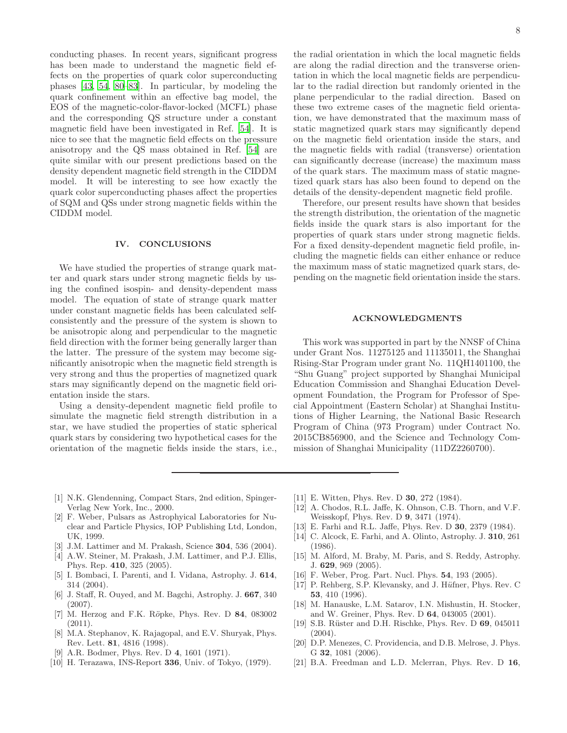conducting phases. In recent years, significant progress has been made to understand the magnetic field effects on the properties of quark color superconducting phases [43, 54, 80–83]. In particular, by modeling the quark confinement within an effective bag model, the EOS of the magnetic-color-flavor-locked (MCFL) phase and the corresponding QS structure under a constant magnetic field have been investigated in Ref. [54]. It is nice to see that the magnetic field effects on the pressure anisotropy and the QS mass obtained in Ref. [54] are quite similar with our present predictions based on the density dependent magnetic field strength in the CIDDM model. It will be interesting to see how exactly the quark color superconducting phases affect the properties of SQM and QSs under strong magnetic fields within the CIDDM model.

## IV. CONCLUSIONS

We have studied the properties of strange quark matter and quark stars under strong magnetic fields by using the confined isospin- and density-dependent mass model. The equation of state of strange quark matter under constant magnetic fields has been calculated self-consistently and the pressure of the system is shown to be anisotropic along and perpendicular to the magnetic field direction with the former being generally larger than the latter. The pressure of the system may become significantly anisotropic when the magnetic field strength is very strong and thus the properties of magnetized quark stars may significantly depend on the magnetic field orientation inside the stars.

Using a density-dependent magnetic field profile to simulate the magnetic field strength distribution in a star, we have studied the properties of static spherical quark stars by considering two hypothetical cases for the orientation of the magnetic fields inside the stars, i.e., the radial orientation in which the local magnetic fields are along the radial direction and the transverse orientation in which the local magnetic fields are perpendicular to the radial direction but randomly oriented in the plane perpendicular to the radial direction. Based on these two extreme cases of the magnetic field orientation, we have demonstrated that the maximum mass of static magnetized quark stars may significantly depend on the magnetic field orientation inside the stars, and the magnetic fields with radial (transverse) orientation can significantly decrease (increase) the maximum mass of the quark stars. The maximum mass of static magnetized quark stars has also been found to depend on the details of the density-dependent magnetic field profile.

Therefore, our present results have shown that besides the strength distribution, the orientation of the magnetic fields inside the quark stars is also important for the properties of quark stars under strong magnetic fields. For a fixed density-dependent magnetic field profile, including the magnetic fields can either enhance or reduce the maximum mass of static magnetized quark stars, depending on the magnetic field orientation inside the stars.

## ACKNOWLEDGMENTS

This work was supported in part by the NNSF of China under Grant Nos. 11275125 and 11135011, the Shanghai Rising-Star Program under grant No. 11QH1401100, the "Shu Guang" project supported by Shanghai Municipal Education Commission and Shanghai Education Development Foundation, the Program for Professor of Special Appointment (Eastern Scholar) at Shanghai Institutions of Higher Learning, the National Basic Research Program of China (973 Program) under Contract No. 2015CB856900, and the Science and Technology Commission of Shanghai Municipality (11DZ2260700).

---

[1] N.K. Glendenning, Compact Stars, 2nd edition, Spinger-Verlag New York, Inc., 2000.

[2] F. Weber, Pulsars as Astrophyical Laboratories for Nuclear and Particle Physics, IOP Publishing Ltd, London, UK, 1999.

[3] J.M. Lattimer and M. Prakash, Science **304**, 536 (2004).

[4] A.W. Steiner, M. Prakash, J.M. Lattimer, and P.J. Ellis, Phys. Rep. **410**, 325 (2005).

[5] I. Bombaci, I. Parenti, and I. Vidana, Astrophy. J. **614**, 314 (2004).

[6] J. Staff, R. Ouyed, and M. Bagchi, Astrophy. J. **667**, 340 (2007).

[7] M. Herzog and F.K. Röpke, Phys. Rev. D **84**, 083002 (2011).

[8] M.A. Stephanov, K. Rajagopal, and E.V. Shuryak, Phys. Rev. Lett. **81**, 4816 (1998).

[9] A.R. Bodmer, Phys. Rev. D **4**, 1601 (1971).

[10] H. Terazawa, INS-Report **336**, Univ. of Tokyo, (1979).

[11] E. Witten, Phys. Rev. D **30**, 272 (1984).

[12] A. Chodos, R.L. Jaffe, K. Ohnson, C.B. Thorn, and V.F. Weisskopf, Phys. Rev. D **9**, 3471 (1974).

[13] E. Farhi and R.L. Jaffe, Phys. Rev. D **30**, 2379 (1984).

[14] C. Alcock, E. Farhi, and A. Olinto, Astrophy. J. **310**, 261 (1986).

[15] M. Alford, M. Braby, M. Paris, and S. Reddy, Astrophy. J. **629**, 969 (2005).

[16] F. Weber, Prog. Part. Nucl. Phys. **54**, 193 (2005).

[17] P. Rehberg, S.P. Klevansky, and J. Hüfner, Phys. Rev. C **53**, 410 (1996).

[18] M. Hanauske, L.M. Satarov, I.N. Mishustin, H. Stocker, and W. Greiner, Phys. Rev. D **64**, 043005 (2001).

[19] S.B. Rüster and D.H. Rischke, Phys. Rev. D **69**, 045011 (2004).

[20] D.P. Menezes, C. Providencia, and D.B. Melrose, J. Phys. G **32**, 1081 (2006).

[21] B.A. Freedman and L.D. Mclerran, Phys. Rev. D **16**,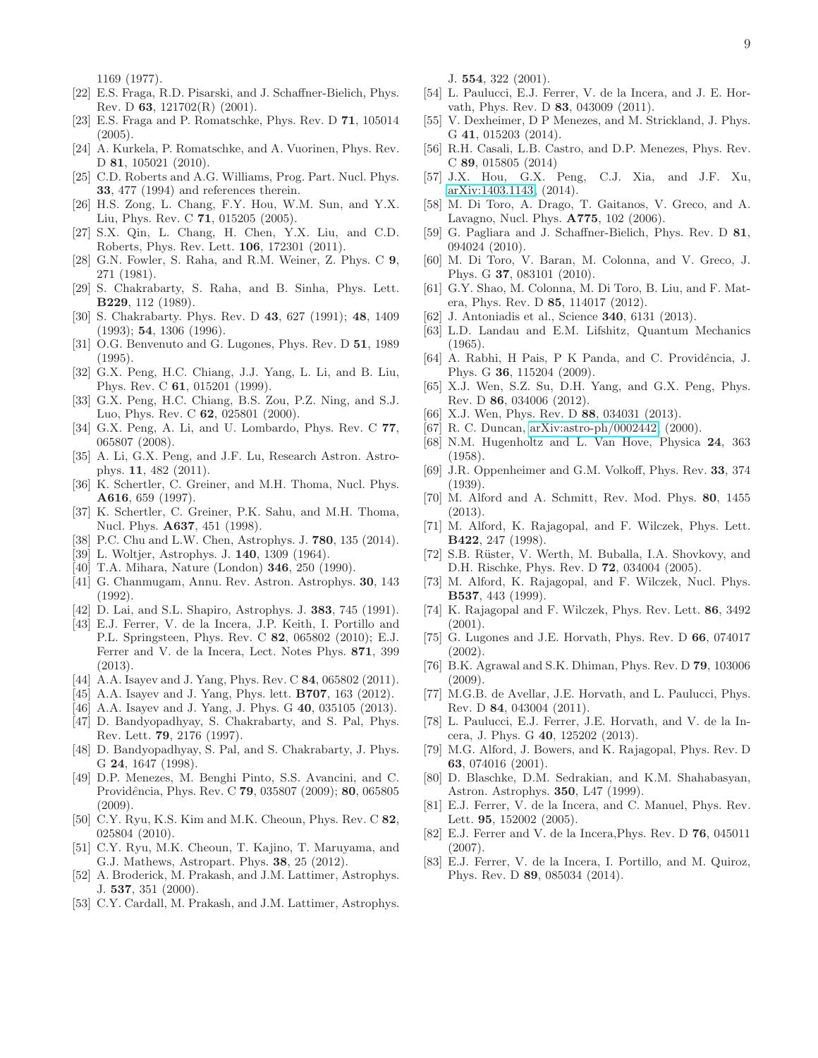1169 (1977).

[22] E.S. Fraga, R.D. Pisarski, and J. Schaffner-Bielich, Phys. Rev. D **63**, 121702(R) (2001).

[23] E.S. Fraga and P. Romatschke, Phys. Rev. D **71**, 105014 (2005).

[24] A. Kurkela, P. Romatschke, and A. Vuorinen, Phys. Rev. D **81**, 105021 (2010).

[25] C.D. Roberts and A.G. Williams, Prog. Part. Nucl. Phys. **33**, 477 (1994) and references therein.

[26] H.S. Zong, L. Chang, F.Y. Hou, W.M. Sun, and Y.X. Liu, Phys. Rev. C **71**, 015205 (2005).

[27] S.X. Qin, L. Chang, H. Chen, Y.X. Liu, and C.D. Roberts, Phys. Rev. Lett. **106**, 172301 (2011).

[28] G.N. Fowler, S. Raha, and R.M. Weiner, Z. Phys. C **9**, 271 (1981).

[29] S. Chakrabarty, S. Raha, and B. Sinha, Phys. Lett. **B229**, 112 (1989).

[30] S. Chakrabarty. Phys. Rev. D **43**, 627 (1991); **48**, 1409 (1993); **54**, 1306 (1996).

[31] O.G. Benvenuto and G. Lugones, Phys. Rev. D **51**, 1989 (1995).

[32] G.X. Peng, H.C. Chiang, J.J. Yang, L. Li, and B. Liu, Phys. Rev. C **61**, 015201 (1999).

[33] G.X. Peng, H.C. Chiang, B.S. Zou, P.Z. Ning, and S.J. Luo, Phys. Rev. C **62**, 025801 (2000).

[34] G.X. Peng, A. Li, and U. Lombardo, Phys. Rev. C **77**, 065807 (2008).

[35] A. Li, G.X. Peng, and J.F. Lu, Research Astron. Astrophys. **11**, 482 (2011).

[36] K. Schertler, C. Greiner, and M.H. Thoma, Nucl. Phys. **A616**, 659 (1997).

[37] K. Schertler, C. Greiner, P.K. Sahu, and M.H. Thoma, Nucl. Phys. **A637**, 451 (1998).

[38] P.C. Chu and L.W. Chen, Astrophys. J. **780**, 135 (2014).

[39] L. Woltjer, Astrophys. J. **140**, 1309 (1964).

[40] T.A. Mihara, Nature (London) **346**, 250 (1990).

[41] G. Chanmugam, Annu. Rev. Astron. Astrophys. **30**, 143 (1992).

[42] D. Lai, and S.L. Shapiro, Astrophys. J. **383**, 745 (1991).

[43] E.J. Ferrer, V. de la Incera, J.P. Keith, I. Portillo and P.L. Springsteen, Phys. Rev. C **82**, 065802 (2010); E.J. Ferrer and V. de la Incera, Lect. Notes Phys. **871**, 399 (2013).

[44] A.A. Isayev and J. Yang, Phys. Rev. C **84**, 065802 (2011).

[45] A.A. Isayev and J. Yang, Phys. lett. **B707**, 163 (2012).

[46] A.A. Isayev and J. Yang, J. Phys. G **40**, 035105 (2013).

[47] D. Bandyopadhyay, S. Chakrabarty, and S. Pal, Phys. Rev. Lett. **79**, 2176 (1997).

[48] D. Bandyopadhyay, S. Pal, and S. Chakrabarty, J. Phys. G **24**, 1647 (1998).

[49] D.P. Menezes, M. Benghi Pinto, S.S. Avancini, and C. Providência, Phys. Rev. C **79**, 035807 (2009); **80**, 065805 (2009).

[50] C.Y. Ryu, K.S. Kim and M.K. Cheoun, Phys. Rev. C **82**, 025804 (2010).

[51] C.Y. Ryu, M.K. Cheoun, T. Kajino, T. Maruyama, and G.J. Mathews, Astropart. Phys. **38**, 25 (2012).

[52] A. Broderick, M. Prakash, and J.M. Lattimer, Astrophys. J. **537**, 351 (2000).

[53] C.Y. Cardall, M. Prakash, and J.M. Lattimer, Astrophys. J. **554**, 322 (2001).

[54] L. Paulucci, E.J. Ferrer, V. de la Incera, and J. E. Horvath, Phys. Rev. D **83**, 043009 (2011).

[55] V. Dexheimer, D P Menezes, and M. Strickland, J. Phys. G **41**, 015203 (2014).

[56] R.H. Casali, L.B. Castro, and D.P. Menezes, Phys. Rev. C **89**, 015805 (2014)

[57] J.X. Hou, G.X. Peng, C.J. Xia, and J.F. Xu, arXiv:1403.1143, (2014).

[58] M. Di Toro, A. Drago, T. Gaitanos, V. Greco, and A. Lavagno, Nucl. Phys. **A775**, 102 (2006).

[59] G. Pagliara and J. Schaffner-Bielich, Phys. Rev. D **81**, 094024 (2010).

[60] M. Di Toro, V. Baran, M. Colonna, and V. Greco, J. Phys. G **37**, 083101 (2010).

[61] G.Y. Shao, M. Colonna, M. Di Toro, B. Liu, and F. Matera, Phys. Rev. D **85**, 114017 (2012).

[62] J. Antoniadis et al., Science **340**, 6131 (2013).

[63] L.D. Landau and E.M. Lifshitz, Quantum Mechanics (1965).

[64] A. Rabhi, H Pais, P K Panda, and C. Providência, J. Phys. G **36**, 115204 (2009).

[65] X.J. Wen, S.Z. Su, D.H. Yang, and G.X. Peng, Phys. Rev. D **86**, 034006 (2012).

[66] X.J. Wen, Phys. Rev. D **88**, 034031 (2013).

[67] R. C. Duncan, arXiv:astro-ph/0002442, (2000).

[68] N.M. Hugenholtz and L. Van Hove, Physica **24**, 363 (1958).

[69] J.R. Oppenheimer and G.M. Volkoff, Phys. Rev. **33**, 374 (1939).

[70] M. Alford and A. Schmitt, Rev. Mod. Phys. **80**, 1455 (2013).

[71] M. Alford, K. Rajagopal, and F. Wilczek, Phys. Lett. **B422**, 247 (1998).

[72] S.B. Rüster, V. Werth, M. Buballa, I.A. Shovkovy, and D.H. Rischke, Phys. Rev. D **72**, 034004 (2005).

[73] M. Alford, K. Rajagopal, and F. Wilczek, Nucl. Phys. **B537**, 443 (1999).

[74] K. Rajagopal and F. Wilczek, Phys. Rev. Lett. **86**, 3492 (2001).

[75] G. Lugones and J.E. Horvath, Phys. Rev. D **66**, 074017 (2002).

[76] B.K. Agrawal and S.K. Dhiman, Phys. Rev. D **79**, 103006 (2009).

[77] M.G.B. de Avellar, J.E. Horvath, and L. Paulucci, Phys. Rev. D **84**, 043004 (2011).

[78] L. Paulucci, E.J. Ferrer, J.E. Horvath, and V. de la Incera, J. Phys. G **40**, 125202 (2013).

[79] M.G. Alford, J. Bowers, and K. Rajagopal, Phys. Rev. D **63**, 074016 (2001).

[80] D. Blaschke, D.M. Sedrakian, and K.M. Shahabasyan, Astron. Astrophys. **350**, L47 (1999).

[81] E.J. Ferrer, V. de la Incera, and C. Manuel, Phys. Rev. Lett. **95**, 152002 (2005).

[82] E.J. Ferrer and V. de la Incera,Phys. Rev. D **76**, 045011 (2007).

[83] E.J. Ferrer, V. de la Incera, I. Portillo, and M. Quiroz, Phys. Rev. D **89**, 085034 (2014).